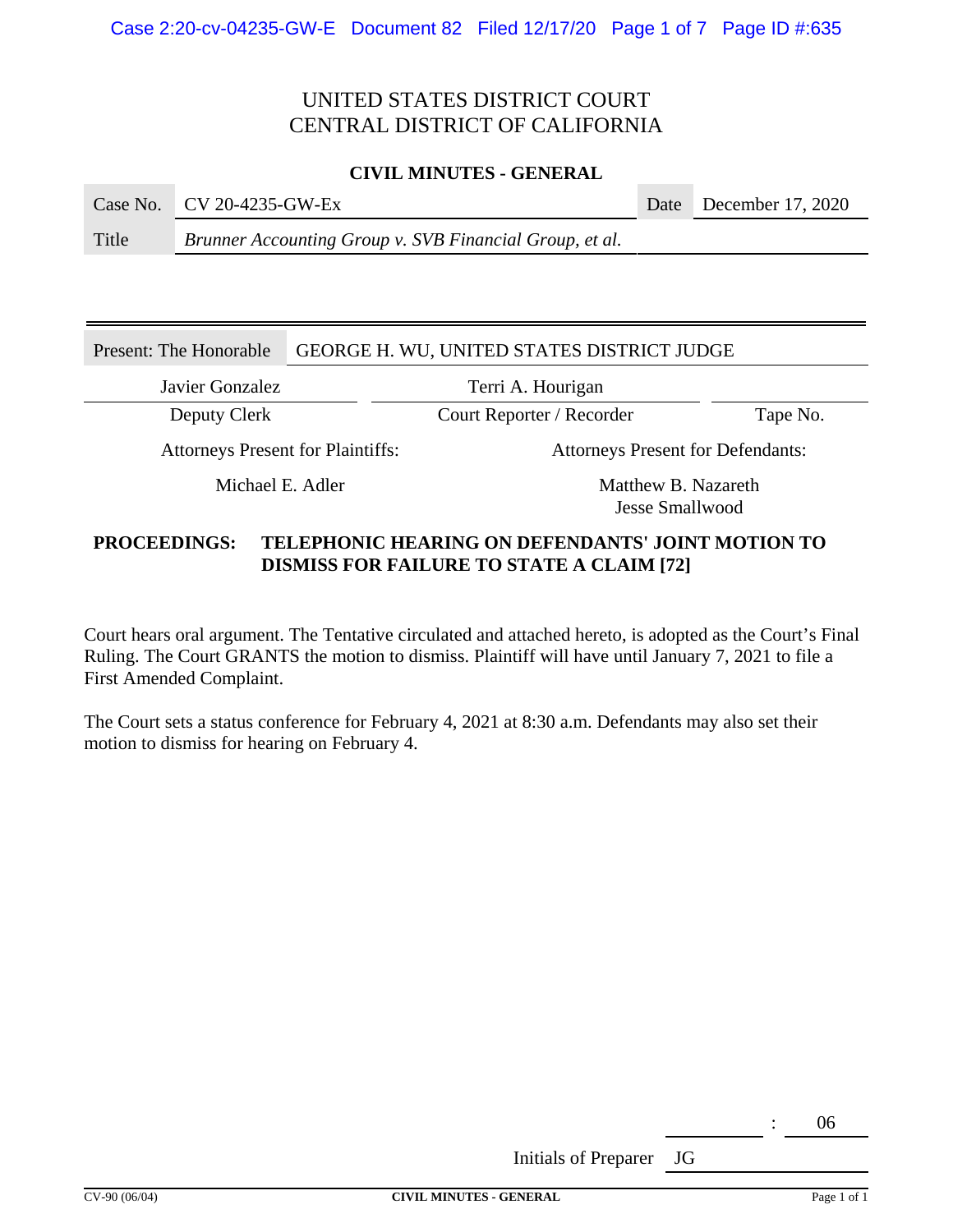# UNITED STATES DISTRICT COURT
# CENTRAL DISTRICT OF CALIFORNIA

**CIVIL MINUTES - GENERAL**

| Case No. | CV 20-4235-GW-Ex | Date | December 17, 2020 |
|---|---|---|---|
| Title | *Brunner Accounting Group v. SVB Financial Group, et al.* | | |

| Present: The Honorable | GEORGE H. WU, UNITED STATES DISTRICT JUDGE | |
|---|---|---|
| Javier Gonzalez | Terri A. Hourigan | |
| Deputy Clerk | Court Reporter / Recorder | Tape No. |

| Attorneys Present for Plaintiffs: | Attorneys Present for Defendants: |
|---|---|
| Michael E. Adler | Matthew B. Nazareth<br>Jesse Smallwood |

**PROCEEDINGS: TELEPHONIC HEARING ON DEFENDANTS' JOINT MOTION TO DISMISS FOR FAILURE TO STATE A CLAIM [72]**

Court hears oral argument. The Tentative circulated and attached hereto, is adopted as the Court's Final Ruling. The Court GRANTS the motion to dismiss. Plaintiff will have until January 7, 2021 to file a First Amended Complaint.

The Court sets a status conference for February 4, 2021 at 8:30 a.m. Defendants may also set their motion to dismiss for hearing on February 4.

: 06

Initials of Preparer JG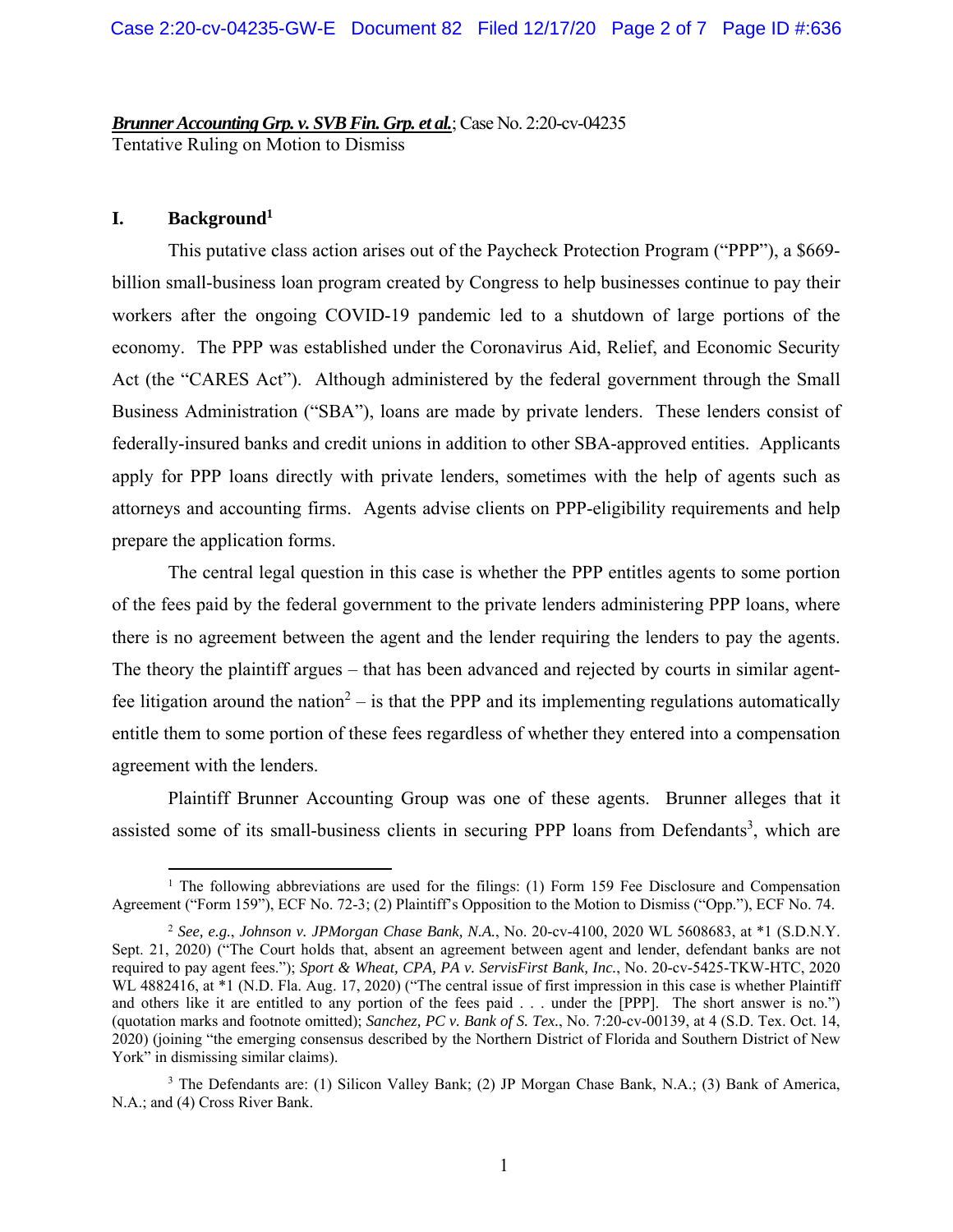***Brunner Accounting Grp. v. SVB Fin. Grp. et al.***; Case No. 2:20-cv-04235
Tentative Ruling on Motion to Dismiss

## I. Background[1]

This putative class action arises out of the Paycheck Protection Program ("PPP"), a $669-billion small-business loan program created by Congress to help businesses continue to pay their workers after the ongoing COVID-19 pandemic led to a shutdown of large portions of the economy. The PPP was established under the Coronavirus Aid, Relief, and Economic Security Act (the "CARES Act"). Although administered by the federal government through the Small Business Administration ("SBA"), loans are made by private lenders. These lenders consist of federally-insured banks and credit unions in addition to other SBA-approved entities. Applicants apply for PPP loans directly with private lenders, sometimes with the help of agents such as attorneys and accounting firms. Agents advise clients on PPP-eligibility requirements and help prepare the application forms.

The central legal question in this case is whether the PPP entitles agents to some portion of the fees paid by the federal government to the private lenders administering PPP loans, where there is no agreement between the agent and the lender requiring the lenders to pay the agents. The theory the plaintiff argues – that has been advanced and rejected by courts in similar agent-fee litigation around the nation[2] – is that the PPP and its implementing regulations automatically entitle them to some portion of these fees regardless of whether they entered into a compensation agreement with the lenders.

Plaintiff Brunner Accounting Group was one of these agents. Brunner alleges that it assisted some of its small-business clients in securing PPP loans from Defendants[3], which are

---

[1] The following abbreviations are used for the filings: (1) Form 159 Fee Disclosure and Compensation Agreement ("Form 159"), ECF No. 72-3; (2) Plaintiff's Opposition to the Motion to Dismiss ("Opp."), ECF No. 74.

[2] *See, e.g.*, *Johnson v. JPMorgan Chase Bank, N.A.*, No. 20-cv-4100, 2020 WL 5608683, at *1 (S.D.N.Y. Sept. 21, 2020) ("The Court holds that, absent an agreement between agent and lender, defendant banks are not required to pay agent fees."); *Sport & Wheat, CPA, PA v. ServisFirst Bank, Inc.*, No. 20-cv-5425-TKW-HTC, 2020 WL 4882416, at *1 (N.D. Fla. Aug. 17, 2020) ("The central issue of first impression in this case is whether Plaintiff and others like it are entitled to any portion of the fees paid . . . under the [PPP]. The short answer is no.") (quotation marks and footnote omitted); *Sanchez, PC v. Bank of S. Tex.*, No. 7:20-cv-00139, at 4 (S.D. Tex. Oct. 14, 2020) (joining "the emerging consensus described by the Northern District of Florida and Southern District of New York" in dismissing similar claims).

[3] The Defendants are: (1) Silicon Valley Bank; (2) JP Morgan Chase Bank, N.A.; (3) Bank of America, N.A.; and (4) Cross River Bank.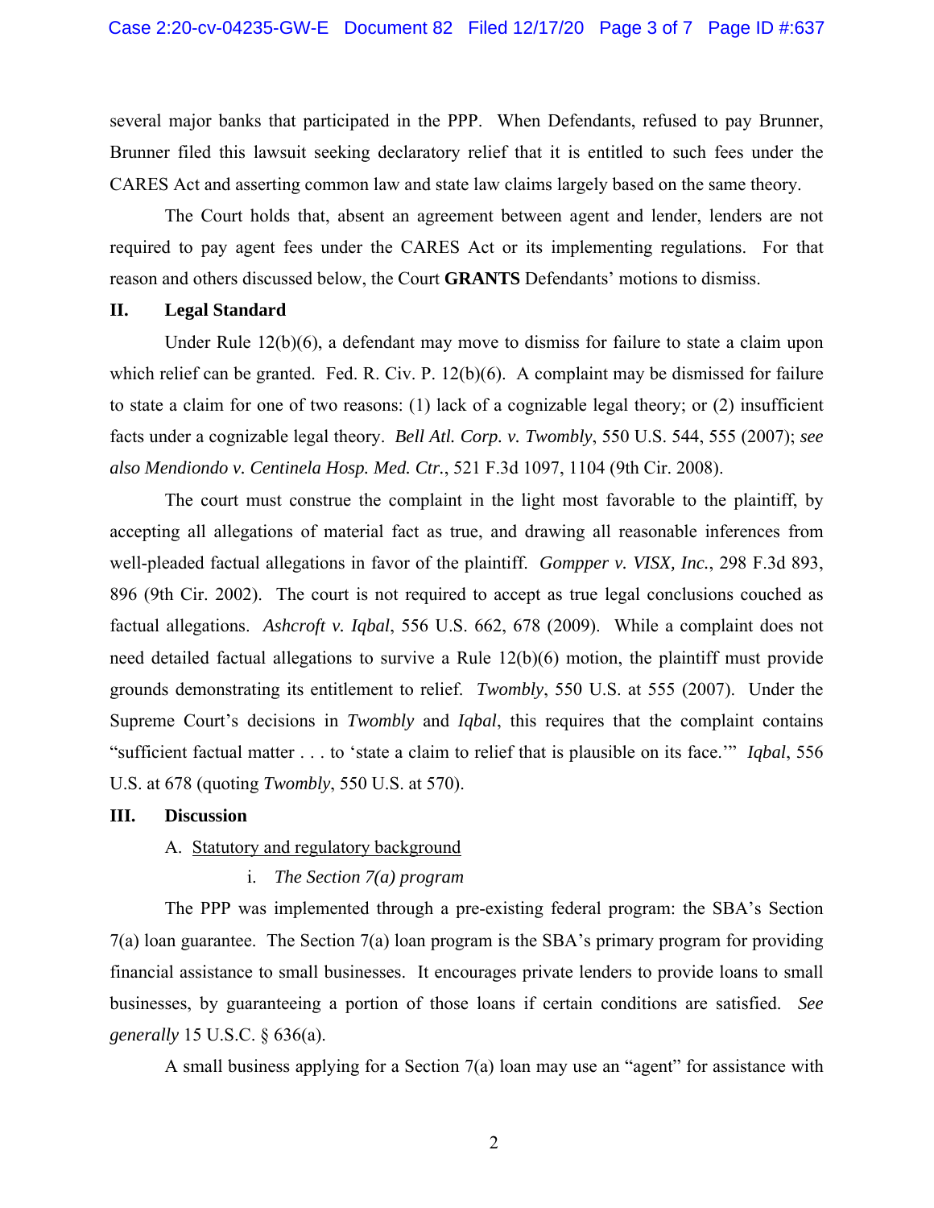several major banks that participated in the PPP. When Defendants, refused to pay Brunner, Brunner filed this lawsuit seeking declaratory relief that it is entitled to such fees under the CARES Act and asserting common law and state law claims largely based on the same theory.

The Court holds that, absent an agreement between agent and lender, lenders are not required to pay agent fees under the CARES Act or its implementing regulations. For that reason and others discussed below, the Court **GRANTS** Defendants' motions to dismiss.

## II. Legal Standard

Under Rule 12(b)(6), a defendant may move to dismiss for failure to state a claim upon which relief can be granted. Fed. R. Civ. P. 12(b)(6). A complaint may be dismissed for failure to state a claim for one of two reasons: (1) lack of a cognizable legal theory; or (2) insufficient facts under a cognizable legal theory. *Bell Atl. Corp. v. Twombly*, 550 U.S. 544, 555 (2007); *see also Mendiondo v. Centinela Hosp. Med. Ctr.*, 521 F.3d 1097, 1104 (9th Cir. 2008).

The court must construe the complaint in the light most favorable to the plaintiff, by accepting all allegations of material fact as true, and drawing all reasonable inferences from well-pleaded factual allegations in favor of the plaintiff. *Gompper v. VISX, Inc.*, 298 F.3d 893, 896 (9th Cir. 2002). The court is not required to accept as true legal conclusions couched as factual allegations. *Ashcroft v. Iqbal*, 556 U.S. 662, 678 (2009). While a complaint does not need detailed factual allegations to survive a Rule 12(b)(6) motion, the plaintiff must provide grounds demonstrating its entitlement to relief. *Twombly*, 550 U.S. at 555 (2007). Under the Supreme Court's decisions in *Twombly* and *Iqbal*, this requires that the complaint contains "sufficient factual matter . . . to 'state a claim to relief that is plausible on its face.'" *Iqbal*, 556 U.S. at 678 (quoting *Twombly*, 550 U.S. at 570).

## III. Discussion

### A. Statutory and regulatory background

#### i. *The Section 7(a) program*

The PPP was implemented through a pre-existing federal program: the SBA's Section 7(a) loan guarantee. The Section 7(a) loan program is the SBA's primary program for providing financial assistance to small businesses. It encourages private lenders to provide loans to small businesses, by guaranteeing a portion of those loans if certain conditions are satisfied. *See generally* 15 U.S.C. § 636(a).

A small business applying for a Section 7(a) loan may use an "agent" for assistance with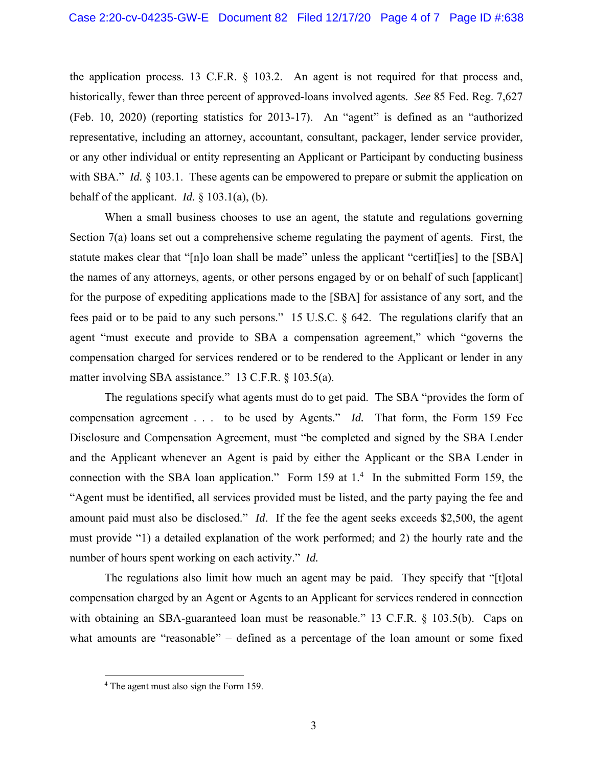the application process. 13 C.F.R. § 103.2. An agent is not required for that process and, historically, fewer than three percent of approved-loans involved agents. *See* 85 Fed. Reg. 7,627 (Feb. 10, 2020) (reporting statistics for 2013-17). An "agent" is defined as an "authorized representative, including an attorney, accountant, consultant, packager, lender service provider, or any other individual or entity representing an Applicant or Participant by conducting business with SBA." *Id.* § 103.1. These agents can be empowered to prepare or submit the application on behalf of the applicant. *Id.* § 103.1(a), (b).

When a small business chooses to use an agent, the statute and regulations governing Section 7(a) loans set out a comprehensive scheme regulating the payment of agents. First, the statute makes clear that "[n]o loan shall be made" unless the applicant "certif[ies] to the [SBA] the names of any attorneys, agents, or other persons engaged by or on behalf of such [applicant] for the purpose of expediting applications made to the [SBA] for assistance of any sort, and the fees paid or to be paid to any such persons." 15 U.S.C. § 642. The regulations clarify that an agent "must execute and provide to SBA a compensation agreement," which "governs the compensation charged for services rendered or to be rendered to the Applicant or lender in any matter involving SBA assistance." 13 C.F.R. § 103.5(a).

The regulations specify what agents must do to get paid. The SBA "provides the form of compensation agreement . . . to be used by Agents." *Id.* That form, the Form 159 Fee Disclosure and Compensation Agreement, must "be completed and signed by the SBA Lender and the Applicant whenever an Agent is paid by either the Applicant or the SBA Lender in connection with the SBA loan application." Form 159 at 1.[4] In the submitted Form 159, the "Agent must be identified, all services provided must be listed, and the party paying the fee and amount paid must also be disclosed." *Id*. If the fee the agent seeks exceeds $2,500, the agent must provide "1) a detailed explanation of the work performed; and 2) the hourly rate and the number of hours spent working on each activity." *Id.*

The regulations also limit how much an agent may be paid. They specify that "[t]otal compensation charged by an Agent or Agents to an Applicant for services rendered in connection with obtaining an SBA-guaranteed loan must be reasonable." 13 C.F.R. § 103.5(b). Caps on what amounts are "reasonable" – defined as a percentage of the loan amount or some fixed

[4] The agent must also sign the Form 159.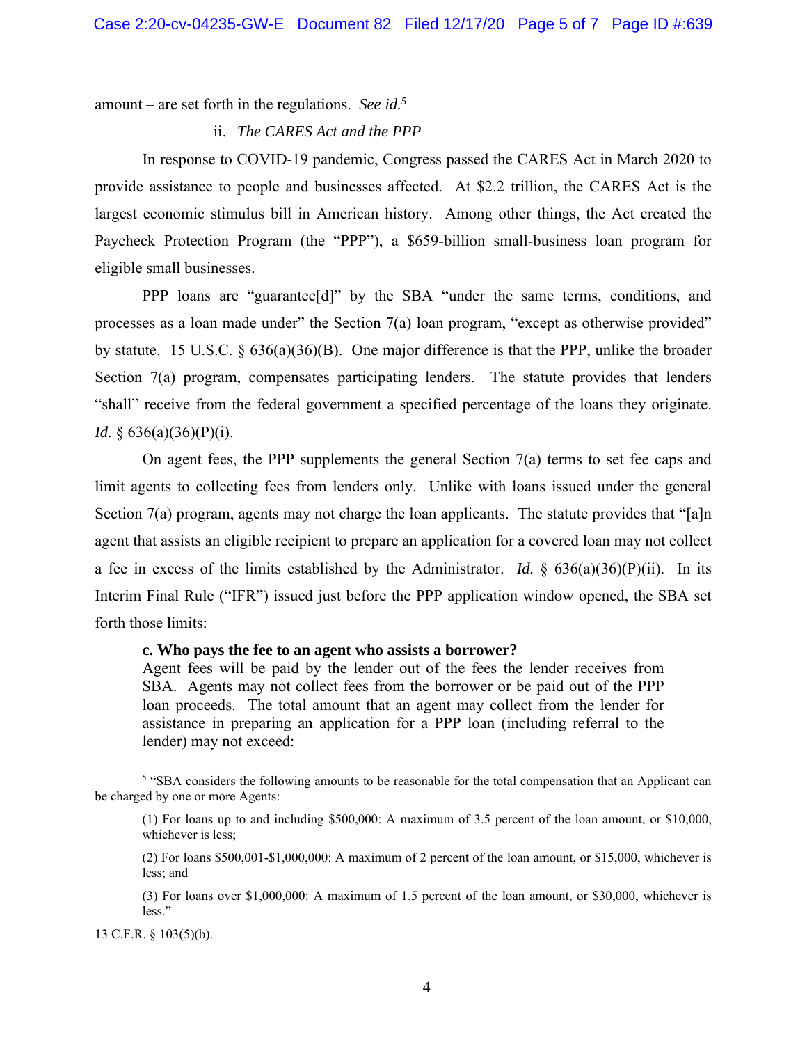amount – are set forth in the regulations. *See id.*[5]

ii. *The CARES Act and the PPP*

In response to COVID-19 pandemic, Congress passed the CARES Act in March 2020 to provide assistance to people and businesses affected. At $2.2 trillion, the CARES Act is the largest economic stimulus bill in American history. Among other things, the Act created the Paycheck Protection Program (the "PPP"), a $659-billion small-business loan program for eligible small businesses.

PPP loans are "guarantee[d]" by the SBA "under the same terms, conditions, and processes as a loan made under" the Section 7(a) loan program, "except as otherwise provided" by statute. 15 U.S.C. § 636(a)(36)(B). One major difference is that the PPP, unlike the broader Section 7(a) program, compensates participating lenders. The statute provides that lenders "shall" receive from the federal government a specified percentage of the loans they originate. *Id.* § 636(a)(36)(P)(i).

On agent fees, the PPP supplements the general Section 7(a) terms to set fee caps and limit agents to collecting fees from lenders only. Unlike with loans issued under the general Section 7(a) program, agents may not charge the loan applicants. The statute provides that "[a]n agent that assists an eligible recipient to prepare an application for a covered loan may not collect a fee in excess of the limits established by the Administrator. *Id.* § 636(a)(36)(P)(ii). In its Interim Final Rule ("IFR") issued just before the PPP application window opened, the SBA set forth those limits:

> **c. Who pays the fee to an agent who assists a borrower?**
> Agent fees will be paid by the lender out of the fees the lender receives from SBA. Agents may not collect fees from the borrower or be paid out of the PPP loan proceeds. The total amount that an agent may collect from the lender for assistance in preparing an application for a PPP loan (including referral to the lender) may not exceed:

---

[5] "SBA considers the following amounts to be reasonable for the total compensation that an Applicant can be charged by one or more Agents:

(1) For loans up to and including $500,000: A maximum of 3.5 percent of the loan amount, or $10,000, whichever is less;

(2) For loans $500,001-$1,000,000: A maximum of 2 percent of the loan amount, or $15,000, whichever is less; and

(3) For loans over $1,000,000: A maximum of 1.5 percent of the loan amount, or $30,000, whichever is less."

13 C.F.R. § 103(5)(b).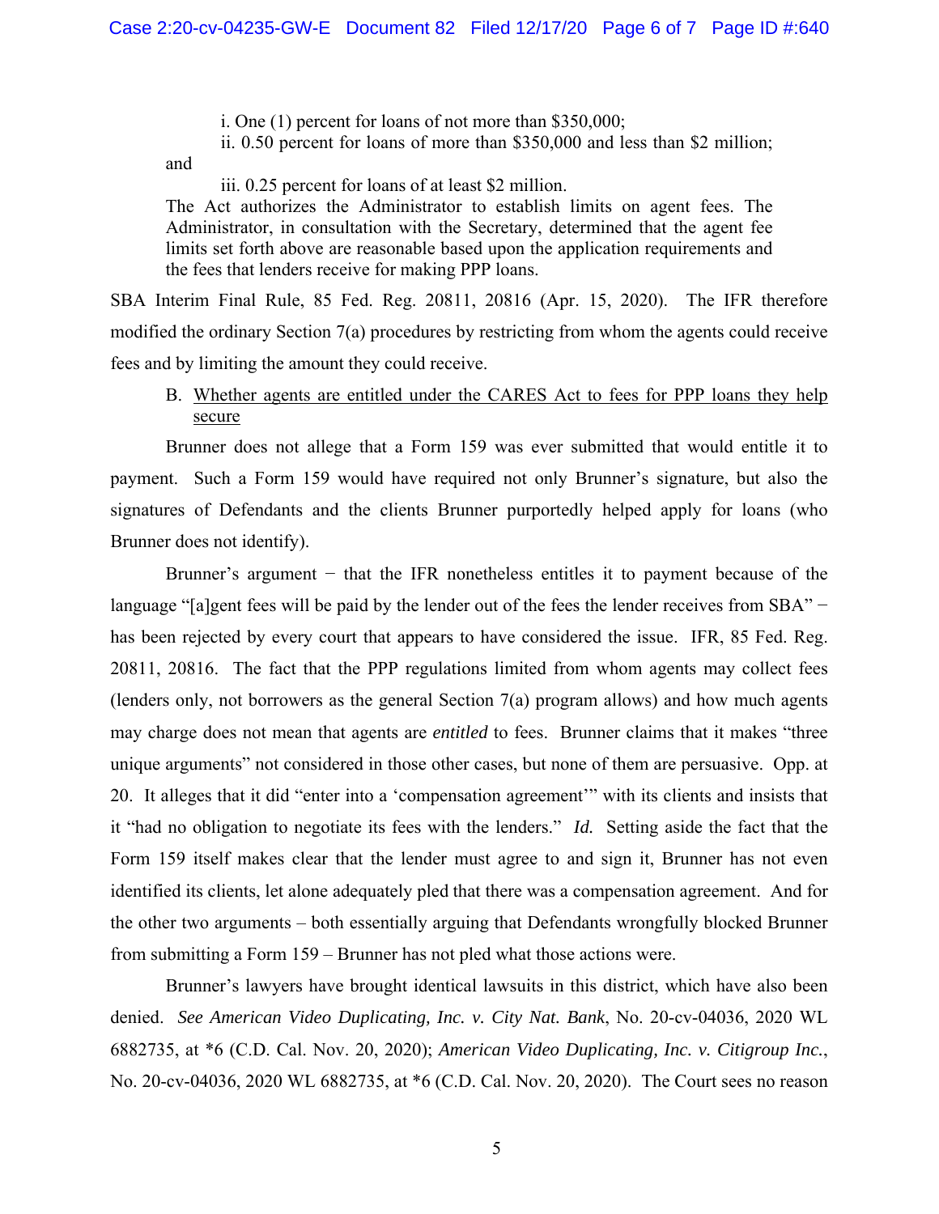> i. One (1) percent for loans of not more than $350,000;
>
> ii. 0.50 percent for loans of more than $350,000 and less than $2 million; and
>
> iii. 0.25 percent for loans of at least $2 million.
>
> The Act authorizes the Administrator to establish limits on agent fees. The Administrator, in consultation with the Secretary, determined that the agent fee limits set forth above are reasonable based upon the application requirements and the fees that lenders receive for making PPP loans.

SBA Interim Final Rule, 85 Fed. Reg. 20811, 20816 (Apr. 15, 2020). The IFR therefore modified the ordinary Section 7(a) procedures by restricting from whom the agents could receive fees and by limiting the amount they could receive.

B. Whether agents are entitled under the CARES Act to fees for PPP loans they help secure

Brunner does not allege that a Form 159 was ever submitted that would entitle it to payment. Such a Form 159 would have required not only Brunner's signature, but also the signatures of Defendants and the clients Brunner purportedly helped apply for loans (who Brunner does not identify).

Brunner's argument − that the IFR nonetheless entitles it to payment because of the language "[a]gent fees will be paid by the lender out of the fees the lender receives from SBA" − has been rejected by every court that appears to have considered the issue. IFR, 85 Fed. Reg. 20811, 20816. The fact that the PPP regulations limited from whom agents may collect fees (lenders only, not borrowers as the general Section 7(a) program allows) and how much agents may charge does not mean that agents are *entitled* to fees. Brunner claims that it makes "three unique arguments" not considered in those other cases, but none of them are persuasive. Opp. at 20. It alleges that it did "enter into a 'compensation agreement'" with its clients and insists that it "had no obligation to negotiate its fees with the lenders." *Id.* Setting aside the fact that the Form 159 itself makes clear that the lender must agree to and sign it, Brunner has not even identified its clients, let alone adequately pled that there was a compensation agreement. And for the other two arguments – both essentially arguing that Defendants wrongfully blocked Brunner from submitting a Form 159 – Brunner has not pled what those actions were.

Brunner's lawyers have brought identical lawsuits in this district, which have also been denied. *See American Video Duplicating, Inc. v. City Nat. Bank*, No. 20-cv-04036, 2020 WL 6882735, at *6 (C.D. Cal. Nov. 20, 2020); *American Video Duplicating, Inc. v. Citigroup Inc.*, No. 20-cv-04036, 2020 WL 6882735, at *6 (C.D. Cal. Nov. 20, 2020). The Court sees no reason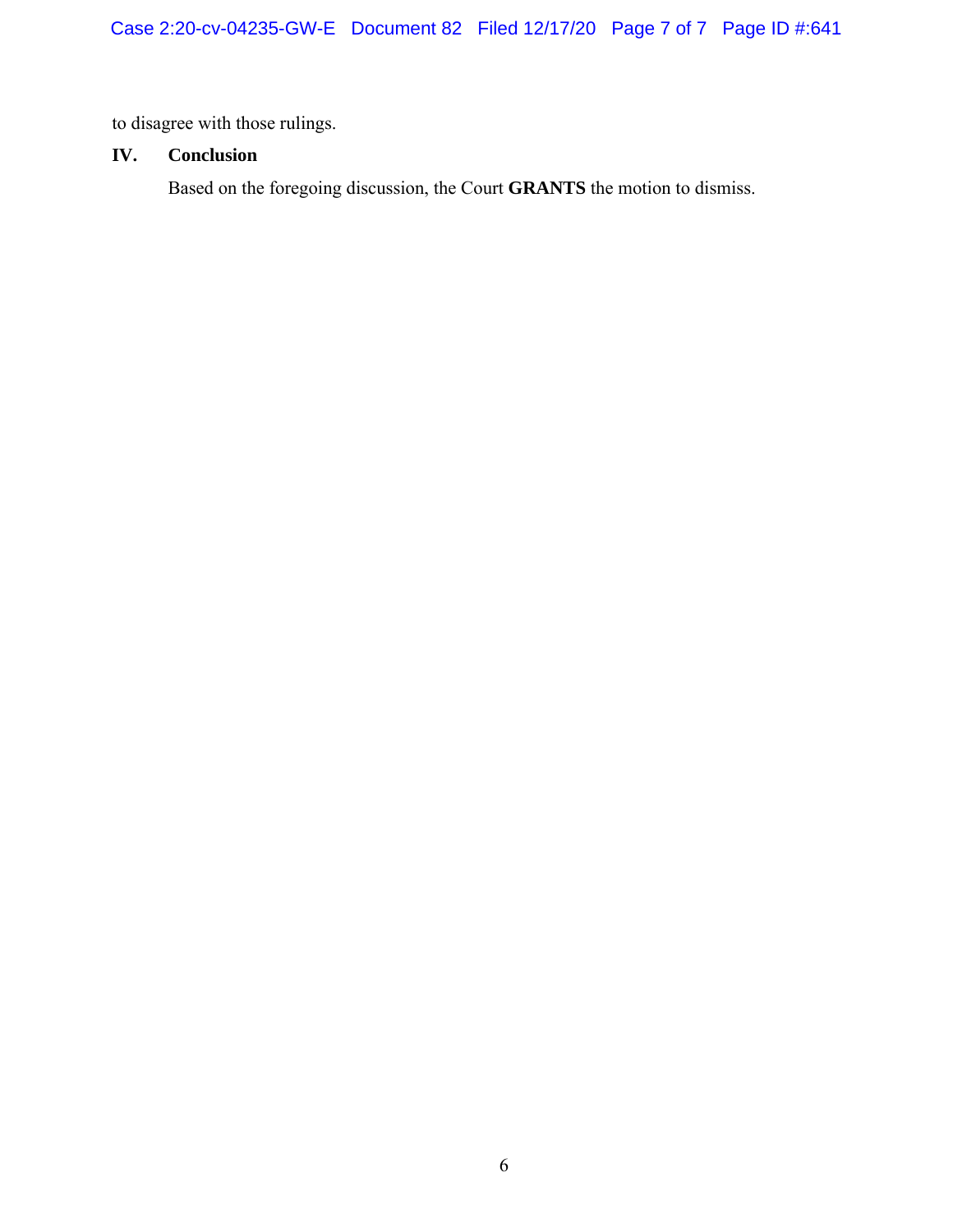to disagree with those rulings.

## IV. Conclusion

Based on the foregoing discussion, the Court **GRANTS** the motion to dismiss.